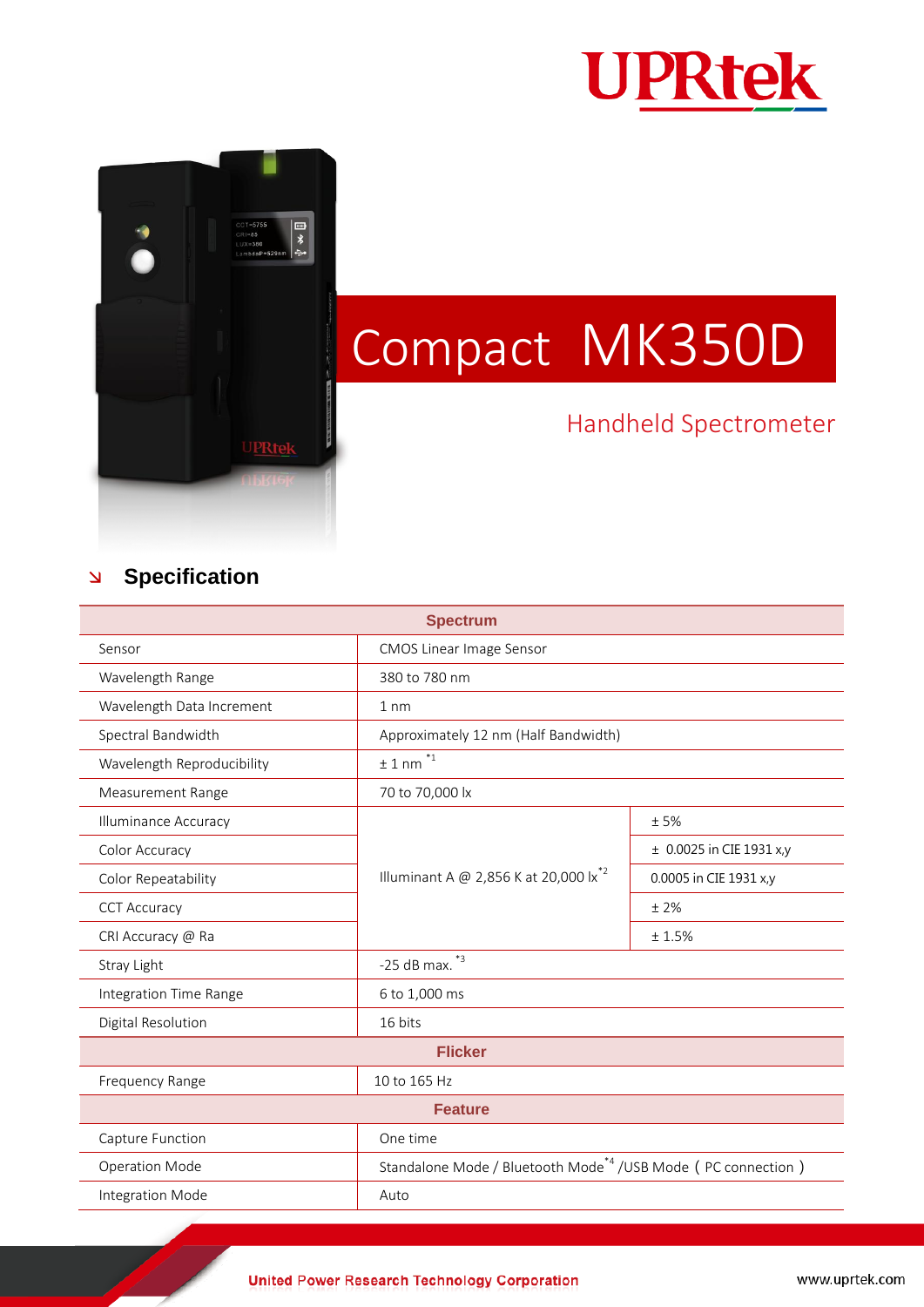# Compact MK350D

## Handheld Spectrometer

## Specification

| Spectrum | | |
|---|---|---|
| Sensor | CMOS Linear Image Sensor | |
| Wavelength Range | 380 to 780 nm | |
| Wavelength Data Increment | 1 nm | |
| Spectral Bandwidth | Approximately 12 nm (Half Bandwidth) | |
| Wavelength Reproducibility | ± 1 nm [*1] | |
| Measurement Range | 70 to 70,000 lx | |
| Illuminance Accuracy | Illuminant A @ 2,856 K at 20,000 lx [*2] | ± 5% |
| Color Accuracy | | ± 0.0025 in CIE 1931 x,y |
| Color Repeatability | | 0.0005 in CIE 1931 x,y |
| CCT Accuracy | | ± 2% |
| CRI Accuracy @ Ra | | ± 1.5% |
| Stray Light | -25 dB max. [*3] | |
| Integration Time Range | 6 to 1,000 ms | |
| Digital Resolution | 16 bits | |
| **Flicker** | | |
| Frequency Range | 10 to 165 Hz | |
| **Feature** | | |
| Capture Function | One time | |
| Operation Mode | Standalone Mode / Bluetooth Mode [*4] /USB Mode（PC connection） | |
| Integration Mode | Auto | |

United Power Research Technology Corporation

www.uprtek.com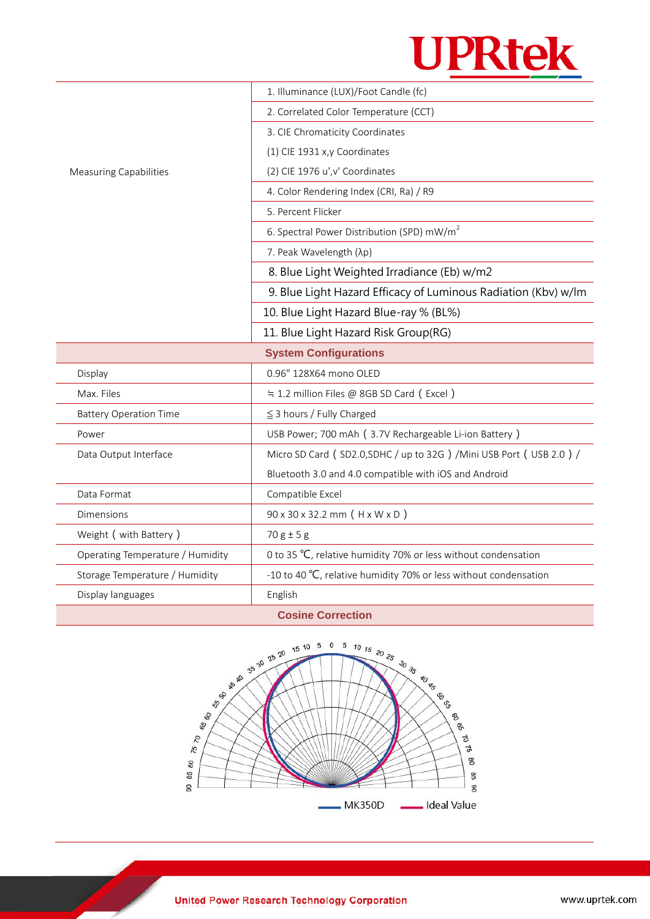| | |
|---|---|
| Measuring Capabilities | 1. Illuminance (LUX)/Foot Candle (fc) |
| | 2. Correlated Color Temperature (CCT) |
| | 3. CIE Chromaticity Coordinates<br>(1) CIE 1931 x,y Coordinates<br>(2) CIE 1976 u',v' Coordinates |
| | 4. Color Rendering Index (CRI, Ra) / R9 |
| | 5. Percent Flicker |
| | 6. Spectral Power Distribution (SPD) mW/m$^2$ |
| | 7. Peak Wavelength (λp) |
| | 8. Blue Light Weighted Irradiance (Eb) w/m2 |
| | 9. Blue Light Hazard Efficacy of Luminous Radiation (Kbv) w/lm |
| | 10. Blue Light Hazard Blue-ray % (BL%) |
| | 11. Blue Light Hazard Risk Group(RG) |
| **System Configurations** | |
| Display | 0.96" 128X64 mono OLED |
| Max. Files | ≒ 1.2 million Files @ 8GB SD Card（Excel） |
| Battery Operation Time | ≦3 hours / Fully Charged |
| Power | USB Power; 700 mAh（3.7V Rechargeable Li-ion Battery） |
| Data Output Interface | Micro SD Card（SD2.0,SDHC / up to 32G）/Mini USB Port（USB 2.0）/<br>Bluetooth 3.0 and 4.0 compatible with iOS and Android |
| Data Format | Compatible Excel |
| Dimensions | 90 x 30 x 32.2 mm（H x W x D） |
| Weight（with Battery） | 70 g ± 5 g |
| Operating Temperature / Humidity | 0 to 35 ℃, relative humidity 70% or less without condensation |
| Storage Temperature / Humidity | -10 to 40 ℃, relative humidity 70% or less without condensation |
| Display languages | English |

**Cosine Correction**

MK350D — Ideal Value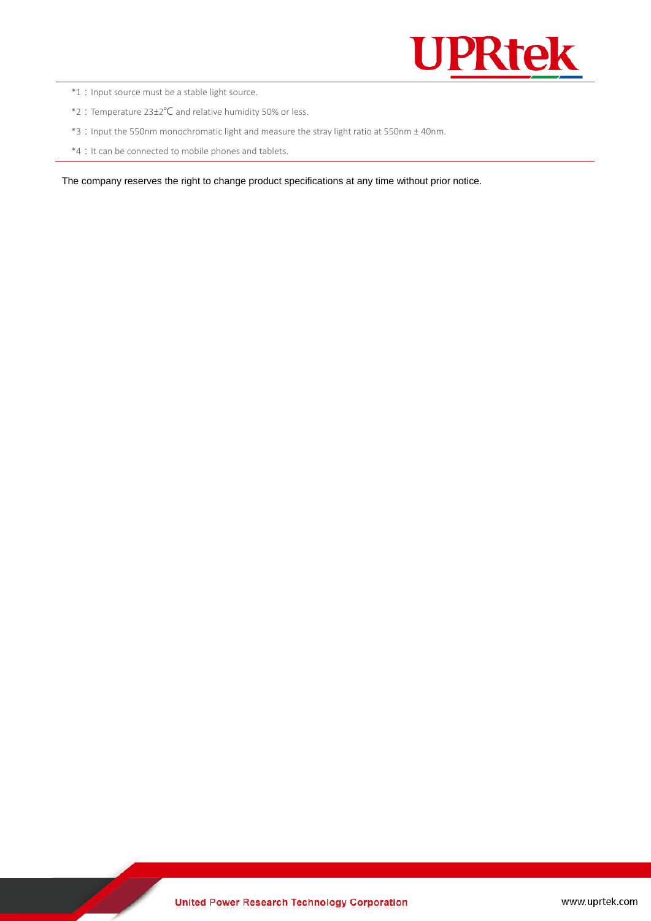*1：Input source must be a stable light source.

*2：Temperature 23±2℃ and relative humidity 50% or less.

*3：Input the 550nm monochromatic light and measure the stray light ratio at 550nm ± 40nm.

*4：It can be connected to mobile phones and tablets.

The company reserves the right to change product specifications at any time without prior notice.